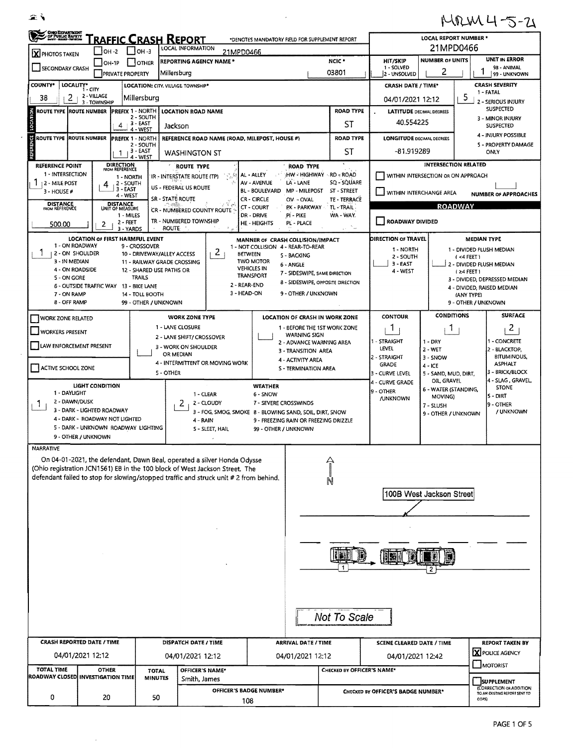MRM 4-5-21

# TRAFFIC CRASH REPORT

OHIO DEPARTMENT OF PUBLIC SAFETY

*DENOTES MANDATORY FIELD FOR SUPPLEMENT REPORT

| Field | Value |
|---|---|
| LOCAL REPORT NUMBER * | 21MPD0466 |
| LOCAL INFORMATION | 21MPD0466 |
| PHOTOS TAKEN | [X] |
| SECONDARY CRASH | [ ] |
| OH-2 / OH-3 / OH-1P / OTHER / PRIVATE PROPERTY | [ ] |
| REPORTING AGENCY NAME * | Millersburg |
| NCIC * | 03801 |
| HIT/SKIP (1 - SOLVED, 2 - UNSOLVED) | |
| NUMBER OF UNITS | 2 |
| UNIT IN ERROR (98 - ANIMAL, 99 - UNKNOWN) | 1 |
| COUNTY* | 38 |
| LOCALITY* (1 - CITY, 2 - VILLAGE, 3 - TOWNSHIP) | 2 |
| LOCATION: CITY, VILLAGE, TOWNSHIP* | Millersburg |
| CRASH DATE / TIME* | 04/01/2021 12:12 |
| CRASH SEVERITY (1 - FATAL, 2 - SERIOUS INJURY SUSPECTED, 3 - MINOR INJURY SUSPECTED, 4 - INJURY POSSIBLE, 5 - PROPERTY DAMAGE ONLY) | 5 |

## LOCATION

| ROUTE TYPE | ROUTE NUMBER | PREFIX (1 - NORTH, 2 - SOUTH, 3 - EAST, 4 - WEST) | LOCATION ROAD NAME | ROAD TYPE | LATITUDE DECIMAL DEGREES |
|---|---|---|---|---|---|
| | | 4 | Jackson | ST | 40.554225 |

## REFERENCE

| ROUTE TYPE | ROUTE NUMBER | PREFIX (1 - NORTH, 2 - SOUTH, 3 - EAST, 4 - WEST) | REFERENCE ROAD NAME (ROAD, MILEPOST, HOUSE #) | ROAD TYPE | LONGITUDE DECIMAL DEGREES |
|---|---|---|---|---|---|
| | | 1 | WASHINGTON ST | ST | -81.919289 |

| Field | Value |
|---|---|
| REFERENCE POINT (1 - INTERSECTION, 2 - MILE POST, 3 - HOUSE #) | 1 |
| DIRECTION FROM REFERENCE (1 - NORTH, 2 - SOUTH, 3 - EAST, 4 - WEST) | 4 |
| DISTANCE FROM REFERENCE | 500.00 |
| DISTANCE UNIT OF MEASURE (1 - MILES, 2 - FEET, 3 - YARDS) | 2 |

ROUTE TYPE: IR - INTERSTATE ROUTE (TP), US - FEDERAL US ROUTE, SR - STATE ROUTE, CR - NUMBERED COUNTY ROUTE, TR - NUMBERED TOWNSHIP ROUTE

ROAD TYPE: AL - ALLEY, AV - AVENUE, BL - BOULEVARD, CR - CIRCLE, CT - COURT, DR - DRIVE, HE - HEIGHTS, HW - HIGHWAY, LA - LANE, MP - MILEPOST, OV - OVAL, PK - PARKWAY, PI - PIKE, PL - PLACE, RD - ROAD, SQ - SQUARE, ST - STREET, TE - TERRACE, TL - TRAIL, WA - WAY

INTERSECTION RELATED: [ ] WITHIN INTERSECTION OR ON APPROACH; [ ] WITHIN INTERCHANGE AREA; NUMBER OF APPROACHES:

ROADWAY: [ ] ROADWAY DIVIDED

| Field | Value |
|---|---|
| LOCATION OF FIRST HARMFUL EVENT | 1 |
| MANNER OF CRASH COLLISION/IMPACT | 2 |
| DIRECTION OF TRAVEL | |
| MEDIAN TYPE | |

LOCATION OF FIRST HARMFUL EVENT: 1 - ON ROADWAY, 2 - ON SHOULDER, 3 - IN MEDIAN, 4 - ON ROADSIDE, 5 - ON GORE, 6 - OUTSIDE TRAFFIC WAY, 7 - ON RAMP, 8 - OFF RAMP, 9 - CROSSOVER, 10 - DRIVEWAY/ALLEY ACCESS, 11 - RAILWAY GRADE CROSSING, 12 - SHARED USE PATHS OR TRAILS, 13 - BIKE LANE, 14 - TOLL BOOTH, 99 - OTHER / UNKNOWN

MANNER OF CRASH COLLISION/IMPACT: 1 - NOT COLLISION BETWEEN TWO MOTOR VEHICLES IN TRANSPORT, 2 - REAR-END, 3 - HEAD-ON, 4 - REAR-TO-REAR, 5 - BACKING, 6 - ANGLE, 7 - SIDESWIPE, SAME DIRECTION, 8 - SIDESWIPE, OPPOSITE DIRECTION, 9 - OTHER / UNKNOWN

DIRECTION OF TRAVEL: 1 - NORTH, 2 - SOUTH, 3 - EAST, 4 - WEST

MEDIAN TYPE: 1 - DIVIDED FLUSH MEDIAN (<4 FEET), 2 - DIVIDED FLUSH MEDIAN (≥4 FEET), 3 - DIVIDED, DEPRESSED MEDIAN, 4 - DIVIDED, RAISED MEDIAN (ANY TYPE), 9 - OTHER / UNKNOWN

| Field | Value |
|---|---|
| WORK ZONE RELATED | [ ] |
| WORKERS PRESENT | [ ] |
| LAW ENFORCEMENT PRESENT | [ ] |
| ACTIVE SCHOOL ZONE | [ ] |
| WORK ZONE TYPE | |
| LOCATION OF CRASH IN WORK ZONE | |
| CONTOUR | 1 |
| CONDITIONS | 1 |
| SURFACE | 2 |
| LIGHT CONDITION | 1 |
| WEATHER | 2 |

WORK ZONE TYPE: 1 - LANE CLOSURE, 2 - LANE SHIFT/ CROSSOVER, 3 - WORK ON SHOULDER OR MEDIAN, 4 - INTERMITTENT OR MOVING WORK, 5 - OTHER

LOCATION OF CRASH IN WORK ZONE: 1 - BEFORE THE 1ST WORK ZONE WARNING SIGN, 2 - ADVANCE WARNING AREA, 3 - TRANSITION AREA, 4 - ACTIVITY AREA, 5 - TERMINATION AREA

CONTOUR: 1 - STRAIGHT LEVEL, 2 - STRAIGHT GRADE, 3 - CURVE LEVEL, 4 - CURVE GRADE, 9 - OTHER /UNKNOWN

CONDITIONS: 1 - DRY, 2 - WET, 3 - SNOW, 4 - ICE, 5 - SAND, MUD, DIRT, OIL, GRAVEL, 6 - WATER (STANDING, MOVING), 7 - SLUSH, 9 - OTHER / UNKNOWN

SURFACE: 1 - CONCRETE, 2 - BLACKTOP, BITUMINOUS, ASPHALT, 3 - BRICK/BLOCK, 4 - SLAG, GRAVEL, STONE, 5 - DIRT, 9 - OTHER / UNKNOWN

LIGHT CONDITION: 1 - DAYLIGHT, 2 - DAWN/DUSK, 3 - DARK - LIGHTED ROADWAY, 4 - DARK - ROADWAY NOT LIGHTED, 5 - DARK - UNKNOWN ROADWAY LIGHTING, 9 - OTHER / UNKNOWN

WEATHER: 1 - CLEAR, 2 - CLOUDY, 3 - FOG, SMOG, SMOKE, 4 - RAIN, 5 - SLEET, HAIL, 6 - SNOW, 7 - SEVERE CROSSWINDS, 8 - BLOWING SAND, SOIL, DIRT, SNOW, 9 - FREEZING RAIN OR FREEZING DRIZZLE, 99 - OTHER / UNKNOWN

## NARRATIVE

On 04-01-2021, the defendant, Dawn Beal, operated a silver Honda Odysse (Ohio registration JCN1561) EB in the 100 block of West Jackson Street. The defendant failed to stop for slowing/stopped traffic and struck unit # 2 from behind.

N

100B West Jackson Street

1 2

Not To Scale

| CRASH REPORTED DATE / TIME | DISPATCH DATE / TIME | ARRIVAL DATE / TIME | SCENE CLEARED DATE / TIME | REPORT TAKEN BY |
|---|---|---|---|---|
| 04/01/2021 12:12 | 04/01/2021 12:12 | 04/01/2021 12:12 | 04/01/2021 12:42 | [X] POLICE AGENCY [ ] MOTORIST |

| TOTAL TIME ROADWAY CLOSED | OTHER INVESTIGATION TIME | TOTAL MINUTES | OFFICER'S NAME* | OFFICER'S BADGE NUMBER* | CHECKED BY OFFICER'S NAME* | CHECKED BY OFFICER'S BADGE NUMBER* | SUPPLEMENT (CORRECTION OR ADDITION TO AN EXISTING REPORT SENT TO ODPS) |
|---|---|---|---|---|---|---|---|
| 0 | 20 | 50 | Smith, James | 108 | | | [ ] |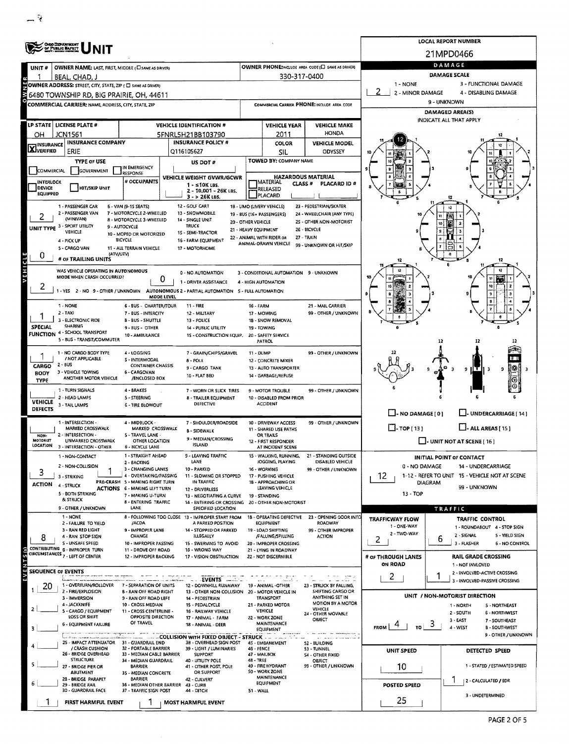# UNIT

**LOCAL REPORT NUMBER:** 21MPD0466

| UNIT # | OWNER NAME: LAST, FIRST, MIDDLE | OWNER PHONE |
|---|---|---|
| 1 | BEAL, CHAD, J | 330-317-0400 |

**OWNER ADDRESS:** 6480 TOWNSHIP RD, BIG PRAIRIE, OH, 44611

**COMMERCIAL CARRIER:**

| LP STATE | LICENSE PLATE # | VEHICLE IDENTIFICATION # | VEHICLE YEAR | VEHICLE MAKE |
|---|---|---|---|---|
| OH | JCN1561 | 5FNRL5H21BB103790 | 2011 | HONDA |

| INSURANCE | INSURANCE COMPANY | INSURANCE POLICY # | COLOR | VEHICLE MODEL |
|---|---|---|---|---|
| X VERIFIED | ERIE | Q116105627 | SIL | ODYSSEY |

**TYPE OF USE:** COMMERCIAL / GOVERNMENT / IN EMERGENCY RESPONSE
**US DOT #:**
**TOWED BY: COMPANY NAME:**
**INTERLOCK DEVICE EQUIPPED / HIT/SKIP UNIT / # OCCUPANTS**
**VEHICLE WEIGHT GVWR/GCWR:** 1 - ≤10K LBS. 2 - 10,001 - 26K LBS. 3 - > 26K LBS.
**HAZARDOUS MATERIAL:** MATERIAL RELEASED / PLACARD — CLASS # — PLACARD ID #

**UNIT TYPE:** 2
1 - PASSENGER CAR, 2 - PASSENGER VAN (MINIVAN), 3 - SPORT UTILITY VEHICLE, 4 - PICK UP, 5 - CARGO VAN, 6 - VAN (9-15 SEATS), 7 - MOTORCYCLE 2-WHEELED, 8 - MOTORCYCLE 3-WHEELED, 9 - AUTOCYCLE, 10 - MOPED OR MOTORIZED BICYCLE, 11 - ALL TERRAIN VEHICLE (ATV/UTV), 12 - GOLF CART, 13 - SNOWMOBILE, 14 - SINGLE UNIT TRUCK, 15 - SEMI-TRACTOR, 16 - FARM EQUIPMENT, 17 - MOTORHOME, 18 - LIMO (LIVERY VEHICLE), 19 - BUS (16+ PASSENGERS), 20 - OTHER VEHICLE, 21 - HEAVY EQUIPMENT, 22 - ANIMAL WITH RIDER OR ANIMAL-DRAWN VEHICLE, 23 - PEDESTRIAN/SKATER, 24 - WHEELCHAIR (ANY TYPE), 25 - OTHER NON-MOTORIST, 26 - BICYCLE, 27 - TRAIN, 99 - UNKNOWN OR HIT/SKIP

**# OF TRAILING UNITS:** 0

**WAS VEHICLE OPERATING IN AUTONOMOUS MODE WHEN CRASH OCCURRED?** 2
1 - YES 2 - NO 9 - OTHER / UNKNOWN

**AUTONOMOUS MODE LEVEL:** 0
0 - NO AUTOMATION, 1 - DRIVER ASSISTANCE, 2 - PARTIAL AUTOMATION, 3 - CONDITIONAL AUTOMATION, 4 - HIGH AUTOMATION, 5 - FULL AUTOMATION, 9 - UNKNOWN

**SPECIAL FUNCTION:** 1
1 - NONE, 2 - TAXI, 3 - ELECTRONIC RIDE SHARING, 4 - SCHOOL TRANSPORT, 5 - BUS - TRANSIT/COMMUTER, 6 - BUS - CHARTER/TOUR, 7 - BUS - INTERCITY, 8 - BUS - SHUTTLE, 9 - BUS - OTHER, 10 - AMBULANCE, 11 - FIRE, 12 - MILITARY, 13 - POLICE, 14 - PUBLIC UTILITY, 15 - CONSTRUCTION EQUIP., 16 - FARM, 17 - MOWING, 18 - SNOW REMOVAL, 19 - TOWING, 20 - SAFETY SERVICE PATROL, 21 - MAIL CARRIER, 99 - OTHER / UNKNOWN

**CARGO BODY TYPE:** 1
1 - NO CARGO BODY TYPE / NOT APPLICABLE, 2 - BUS, 3 - VEHICLE TOWING ANOTHER MOTOR VEHICLE, 4 - LOGGING, 5 - INTERMODAL CONTAINER CHASSIS, 6 - CARGOVAN /ENCLOSED BOX, 7 - GRAIN/CHIPS/GRAVEL, 8 - POLE, 9 - CARGO TANK, 10 - FLAT BED, 11 - DUMP, 12 - CONCRETE MIXER, 13 - AUTO TRANSPORTER, 14 - GARBAGE/REFUSE, 99 - OTHER / UNKNOWN

**VEHICLE DEFECTS:**
1 - TURN SIGNALS, 2 - HEAD LAMPS, 3 - TAIL LAMPS, 4 - BRAKES, 5 - STEERING, 6 - TIRE BLOWOUT, 7 - WORN OR SLICK TIRES, 8 - TRAILER EQUIPMENT DEFECTIVE, 9 - MOTOR TROUBLE, 10 - DISABLED FROM PRIOR ACCIDENT, 99 - OTHER / UNKNOWN

**NON-MOTORIST LOCATION:**
1 - INTERSECTION - MARKED CROSSWALK, 2 - INTERSECTION - UNMARKED CROSSWALK, 3 - INTERSECTION - OTHER, 4 - MIDBLOCK - MARKED CROSSWALK, 5 - TRAVEL LANE - OTHER LOCATION, 6 - BICYCLE LANE, 7 - SHOULDER/ROADSIDE, 8 - SIDEWALK, 9 - MEDIAN/CROSSING ISLAND, 10 - DRIVEWAY ACCESS, 11 - SHARED USE PATHS OR TRAILS, 12 - FIRST RESPONDER AT INCIDENT SCENE, 99 - OTHER / UNKNOWN

**ACTION:** 3
1 - NON-CONTACT, 2 - NON-COLLISION, 3 - STRIKING, 4 - STRUCK, 5 - BOTH STRIKING & STRUCK, 9 - OTHER / UNKNOWN

**PRE-CRASH ACTIONS:** 1
1 - STRAIGHT AHEAD, 2 - BACKING, 3 - CHANGING LANES, 4 - OVERTAKING/PASSING, 5 - MAKING RIGHT TURN, 6 - MAKING LEFT TURN, 7 - MAKING U-TURN, 8 - ENTERING TRAFFIC LANE, 9 - LEAVING TRAFFIC LANE, 10 - PARKED, 11 - SLOWING OR STOPPED IN TRAFFIC, 12 - DRIVERLESS, 13 - NEGOTIATING A CURVE, 14 - ENTERING OR CROSSING SPECIFIED LOCATION, 15 - WALKING, RUNNING, JOGGING, PLAYING, 16 - WORKING, 17 - PUSHING VEHICLE, 18 - APPROACHING OR LEAVING VEHICLE, 19 - STANDING, 20 - OTHER NON-MOTORIST, 21 - STANDING OUTSIDE DISABLED VEHICLE, 99 - OTHER / UNKNOWN

**CONTRIBUTING CIRCUMSTANCES:** 8
1 - NONE, 2 - FAILURE TO YIELD, 3 - RAN RED LIGHT, 4 - RAN STOP SIGN, 5 - UNSAFE SPEED, 6 - IMPROPER TURN, 7 - LEFT OF CENTER, 8 - FOLLOWING TOO CLOSE /ACDA, 9 - IMPROPER LANE CHANGE, 10 - IMPROPER PASSING, 11 - DROVE OFF ROAD, 12 - IMPROPER BACKING, 13 - IMPROPER START FROM A PARKED POSITION, 14 - STOPPED OR PARKED ILLEGALLY, 15 - SWERVING TO AVOID, 16 - WRONG WAY, 17 - VISION OBSTRUCTION, 18 - OPERATING DEFECTIVE EQUIPMENT, 19 - LOAD SHIFTING /FALLING/SPILLING, 20 - IMPROPER CROSSING, 21 - LYING IN ROADWAY, 22 - NOT DISCERNIBLE, 23 - OPENING DOOR INTO ROADWAY, 99 - OTHER IMPROPER ACTION

**SEQUENCE OF EVENTS:**

| # | Event |
|---|---|
| 1 | 20 |
| 2 | |
| 3 | |
| 4 | |
| 5 | |
| 6 | |

EVENTS: 1 - OVERTURN/ROLLOVER, 2 - FIRE/EXPLOSION, 3 - IMMERSION, 4 - JACKKNIFE, 5 - CARGO / EQUIPMENT LOSS OR SHIFT, 6 - EQUIPMENT FAILURE, 7 - SEPARATION OF UNITS, 8 - RAN OFF ROAD RIGHT, 9 - RAN OFF ROAD LEFT, 10 - CROSS MEDIAN, 11 - CROSS CENTERLINE - OPPOSITE DIRECTION OF TRAVEL, 12 - DOWNHILL RUNAWAY, 13 - OTHER NON-COLLISION, 14 - PEDESTRIAN, 15 - PEDALCYCLE, 16 - RAILWAY VEHICLE, 17 - ANIMAL - FARM, 18 - ANIMAL - DEER, 19 - ANIMAL - OTHER, 20 - MOTOR VEHICLE IN TRANSPORT, 21 - PARKED MOTOR VEHICLE, 22 - WORK ZONE MAINTENANCE EQUIPMENT, 23 - STRUCK BY FALLING, SHIFTING CARGO OR ANYTHING SET IN MOTION BY A MOTOR VEHICLE, 24 - OTHER MOVABLE OBJECT

COLLISION WITH FIXED OBJECT - STRUCK: 25 - IMPACT ATTENUATOR / CRASH CUSHION, 26 - BRIDGE OVERHEAD STRUCTURE, 27 - BRIDGE PIER OR ABUTMENT, 28 - BRIDGE PARAPET, 29 - BRIDGE RAIL, 30 - GUARDRAIL FACE, 31 - GUARDRAIL END, 32 - PORTABLE BARRIER, 33 - MEDIAN CABLE BARRIER, 34 - MEDIAN GUARDRAIL BARRIER, 35 - MEDIAN CONCRETE BARRIER, 36 - MEDIAN OTHER BARRIER, 37 - TRAFFIC SIGN POST, 38 - OVERHEAD SIGN POST, 39 - LIGHT / LUMINARIES SUPPORT, 40 - UTILITY POLE, 41 - OTHER POST, POLE OR SUPPORT, 42 - CULVERT, 43 - CURB, 44 - DITCH, 45 - EMBANKMENT, 46 - FENCE, 47 - MAILBOX, 48 - TREE, 49 - FIRE HYDRANT, 50 - WORK ZONE MAINTENANCE EQUIPMENT, 51 - WALL, 52 - BUILDING, 53 - TUNNEL, 54 - OTHER FIXED OBJECT, 99 - OTHER / UNKNOWN

**FIRST HARMFUL EVENT:** 1  **MOST HARMFUL EVENT:** 1

## DAMAGE

**DAMAGE SCALE:** 2
1 - NONE, 2 - MINOR DAMAGE, 3 - FUNCTIONAL DAMAGE, 4 - DISABLING DAMAGE, 9 - UNKNOWN

**DAMAGED AREA(S):** INDICATE ALL THAT APPLY — 12

NO DAMAGE [0] / UNDERCARRIAGE [14] / TOP [13] / ALL AREAS [15] / UNIT NOT AT SCENE [16]

**INITIAL POINT OF CONTACT:** 12
0 - NO DAMAGE, 1-12 - REFER TO UNIT DIAGRAM, 13 - TOP, 14 - UNDERCARRIAGE, 15 - VEHICLE NOT AT SCENE, 99 - UNKNOWN

## TRAFFIC

**TRAFFICWAY FLOW:** 2 (1 - ONE-WAY, 2 - TWO-WAY)

**TRAFFIC CONTROL:** 6
1 - ROUNDABOUT, 2 - SIGNAL, 3 - FLASHER, 4 - STOP SIGN, 5 - YIELD SIGN, 6 - NO CONTROL

**# OF THROUGH LANES ON ROAD:** 2

**RAIL GRADE CROSSING:** 1
1 - NOT INVOLVED, 2 - INVOLVED-ACTIVE CROSSING, 3 - INVOLVED-PASSIVE CROSSING

**UNIT / NON-MOTORIST DIRECTION:** FROM 4 TO 3
1 - NORTH, 2 - SOUTH, 3 - EAST, 4 - WEST, 5 - NORTHEAST, 6 - NORTHWEST, 7 - SOUTHEAST, 8 - SOUTHWEST, 9 - OTHER / UNKNOWN

**UNIT SPEED:** 10

**POSTED SPEED:** 25

**DETECTED SPEED:** 1
1 - STATED / ESTIMATED SPEED, 2 - CALCULATED / EDR, 3 - UNDETERMINED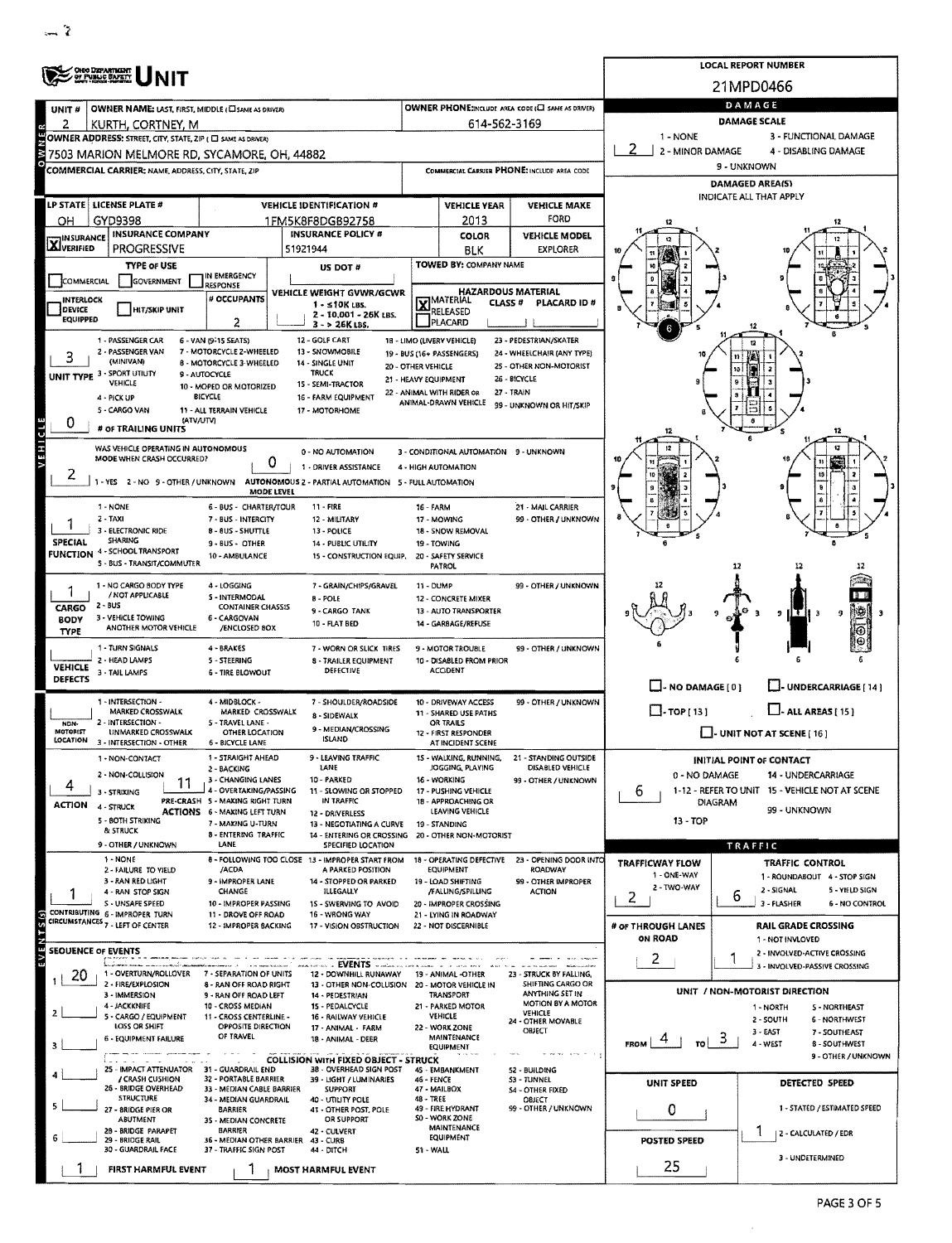# OHIO DEPARTMENT OF PUBLIC SAFETY UNIT

**LOCAL REPORT NUMBER:** 21MPD0466

| UNIT # | OWNER NAME: LAST, FIRST, MIDDLE (☐ SAME AS DRIVER) | OWNER PHONE: INCLUDE AREA CODE (☐ SAME AS DRIVER) |
|---|---|---|
| 2 | KURTH, CORTNEY, M | 614-562-3169 |

**OWNER ADDRESS:** STREET, CITY, STATE, ZIP (☐ SAME AS DRIVER)
7503 MARION MELMORE RD, SYCAMORE, OH, 44882

**COMMERCIAL CARRIER:** NAME, ADDRESS, CITY, STATE, ZIP — **COMMERCIAL CARRIER PHONE:** INCLUDE AREA CODE

| LP STATE | LICENSE PLATE # | VEHICLE IDENTIFICATION # | VEHICLE YEAR | VEHICLE MAKE |
|---|---|---|---|---|
| OH | GYD9398 | 1FM5K8F8DGB92758 | 2013 | FORD |

| INSURANCE | INSURANCE COMPANY | INSURANCE POLICY # | COLOR | VEHICLE MODEL |
|---|---|---|---|---|
| [X] VERIFIED | PROGRESSIVE | 51921944 | BLK | EXPLORER |

**TYPE OF USE:** ☐ COMMERCIAL ☐ GOVERNMENT ☐ IN EMERGENCY RESPONSE
**US DOT #:**
**TOWED BY:** COMPANY NAME
☐ INTERLOCK DEVICE EQUIPPED ☐ HIT/SKIP UNIT
**# OCCUPANTS:** 2
**VEHICLE WEIGHT GVWR/GCWR:** 1 - ≤10K LBS. 2 - 10,001 - 26K LBS. 3 - > 26K LBS.
**HAZARDOUS MATERIAL:** [X] MATERIAL RELEASED ☐ PLACARD — CLASS # — PLACARD ID #

**UNIT TYPE:** 3
1 - PASSENGER CAR, 2 - PASSENGER VAN (MINIVAN), 3 - SPORT UTILITY VEHICLE, 4 - PICK UP, 5 - CARGO VAN, 6 - VAN (9-15 SEATS), 7 - MOTORCYCLE 2-WHEELED, 8 - MOTORCYCLE 3-WHEELED, 9 - AUTOCYCLE, 10 - MOPED OR MOTORIZED BICYCLE, 11 - ALL TERRAIN VEHICLE (ATV/UTV), 12 - GOLF CART, 13 - SNOWMOBILE, 14 - SINGLE UNIT TRUCK, 15 - SEMI-TRACTOR, 16 - FARM EQUIPMENT, 17 - MOTORHOME, 18 - LIMO (LIVERY VEHICLE), 19 - BUS (16+ PASSENGERS), 20 - OTHER VEHICLE, 21 - HEAVY EQUIPMENT, 22 - ANIMAL WITH RIDER OR ANIMAL-DRAWN VEHICLE, 23 - PEDESTRIAN/SKATER, 24 - WHEELCHAIR (ANY TYPE), 25 - OTHER NON-MOTORIST, 26 - BICYCLE, 27 - TRAIN, 99 - UNKNOWN OR HIT/SKIP

**# OF TRAILING UNITS:** 0

**WAS VEHICLE OPERATING IN AUTONOMOUS MODE WHEN CRASH OCCURRED?** 2
1 - YES 2 - NO 9 - OTHER / UNKNOWN

**AUTONOMOUS MODE LEVEL:** 0
0 - NO AUTOMATION, 1 - DRIVER ASSISTANCE, 2 - PARTIAL AUTOMATION, 3 - CONDITIONAL AUTOMATION, 4 - HIGH AUTOMATION, 5 - FULL AUTOMATION, 9 - UNKNOWN

**SPECIAL FUNCTION:** 1
1 - NONE, 2 - TAXI, 3 - ELECTRONIC RIDE SHARING, 4 - SCHOOL TRANSPORT, 5 - BUS - TRANSIT/COMMUTER, 6 - BUS - CHARTER/TOUR, 7 - BUS - INTERCITY, 8 - BUS - SHUTTLE, 9 - BUS - OTHER, 10 - AMBULANCE, 11 - FIRE, 12 - MILITARY, 13 - POLICE, 14 - PUBLIC UTILITY, 15 - CONSTRUCTION EQUIP., 16 - FARM, 17 - MOWING, 18 - SNOW REMOVAL, 19 - TOWING, 20 - SAFETY SERVICE PATROL, 21 - MAIL CARRIER, 99 - OTHER / UNKNOWN

**CARGO BODY TYPE:** 1
1 - NO CARGO BODY TYPE / NOT APPLICABLE, 2 - BUS, 3 - VEHICLE TOWING ANOTHER MOTOR VEHICLE, 4 - LOGGING, 5 - INTERMODAL CONTAINER CHASSIS, 6 - CARGOVAN /ENCLOSED BOX, 7 - GRAIN/CHIPS/GRAVEL, 8 - POLE, 9 - CARGO TANK, 10 - FLAT BED, 11 - DUMP, 12 - CONCRETE MIXER, 13 - AUTO TRANSPORTER, 14 - GARBAGE/REFUSE, 99 - OTHER / UNKNOWN

**VEHICLE DEFECTS:**
1 - TURN SIGNALS, 2 - HEAD LAMPS, 3 - TAIL LAMPS, 4 - BRAKES, 5 - STEERING, 6 - TIRE BLOWOUT, 7 - WORN OR SLICK TIRES, 8 - TRAILER EQUIPMENT DEFECTIVE, 9 - MOTOR TROUBLE, 10 - DISABLED FROM PRIOR ACCIDENT, 99 - OTHER / UNKNOWN

**NON-MOTORIST LOCATION:**
1 - INTERSECTION - MARKED CROSSWALK, 2 - INTERSECTION - UNMARKED CROSSWALK, 3 - INTERSECTION - OTHER, 4 - MIDBLOCK - MARKED CROSSWALK, 5 - TRAVEL LANE - OTHER LOCATION, 6 - BICYCLE LANE, 7 - SHOULDER/ROADSIDE, 8 - SIDEWALK, 9 - MEDIAN/CROSSING ISLAND, 10 - DRIVEWAY ACCESS, 11 - SHARED USE PATHS OR TRAILS, 12 - FIRST RESPONDER AT INCIDENT SCENE, 99 - OTHER / UNKNOWN

**ACTION:** 4
1 - NON-CONTACT, 2 - NON-COLLISION, 3 - STRIKING, 4 - STRUCK, 5 - BOTH STRIKING & STRUCK, 9 - OTHER / UNKNOWN

**PRE-CRASH ACTIONS:** 11
1 - STRAIGHT AHEAD, 2 - BACKING, 3 - CHANGING LANES, 4 - OVERTAKING/PASSING, 5 - MAKING RIGHT TURN, 6 - MAKING LEFT TURN, 7 - MAKING U-TURN, 8 - ENTERING TRAFFIC LANE, 9 - LEAVING TRAFFIC LANE, 10 - PARKED, 11 - SLOWING OR STOPPED IN TRAFFIC, 12 - DRIVERLESS, 13 - NEGOTIATING A CURVE, 14 - ENTERING OR CROSSING SPECIFIED LOCATION, 15 - WALKING, RUNNING, JOGGING, PLAYING, 16 - WORKING, 17 - PUSHING VEHICLE, 18 - APPROACHING OR LEAVING VEHICLE, 19 - STANDING, 20 - OTHER NON-MOTORIST, 21 - STANDING OUTSIDE DISABLED VEHICLE, 99 - OTHER / UNKNOWN

**CONTRIBUTING CIRCUMSTANCES:** 1
1 - NONE, 2 - FAILURE TO YIELD, 3 - RAN RED LIGHT, 4 - RAN STOP SIGN, 5 - UNSAFE SPEED, 6 - IMPROPER TURN, 7 - LEFT OF CENTER, 8 - FOLLOWING TOO CLOSE /ACDA, 9 - IMPROPER LANE CHANGE, 10 - IMPROPER PASSING, 11 - DROVE OFF ROAD, 12 - IMPROPER BACKING, 13 - IMPROPER START FROM A PARKED POSITION, 14 - STOPPED OR PARKED ILLEGALLY, 15 - SWERVING TO AVOID, 16 - WRONG WAY, 17 - VISION OBSTRUCTION, 18 - OPERATING DEFECTIVE EQUIPMENT, 19 - LOAD SHIFTING /FALLING/SPILLING, 20 - IMPROPER CROSSING, 21 - LYING IN ROADWAY, 22 - NOT DISCERNIBLE, 23 - OPENING DOOR INTO ROADWAY, 99 - OTHER IMPROPER ACTION

**SEQUENCE OF EVENTS:**
1: 20
2:
3:
4:
5:
6:

**EVENTS:** 1 - OVERTURN/ROLLOVER, 2 - FIRE/EXPLOSION, 3 - IMMERSION, 4 - JACKKNIFE, 5 - CARGO / EQUIPMENT LOSS OR SHIFT, 6 - EQUIPMENT FAILURE, 7 - SEPARATION OF UNITS, 8 - RAN OFF ROAD RIGHT, 9 - RAN OFF ROAD LEFT, 10 - CROSS MEDIAN, 11 - CROSS CENTERLINE - OPPOSITE DIRECTION OF TRAVEL, 12 - DOWNHILL RUNAWAY, 13 - OTHER NON-COLLISION, 14 - PEDESTRIAN, 15 - PEDALCYCLE, 16 - RAILWAY VEHICLE, 17 - ANIMAL - FARM, 18 - ANIMAL - DEER, 19 - ANIMAL -OTHER, 20 - MOTOR VEHICLE IN TRANSPORT, 21 - PARKED MOTOR VEHICLE, 22 - WORK ZONE MAINTENANCE EQUIPMENT, 23 - STRUCK BY FALLING, SHIFTING CARGO OR ANYTHING SET IN MOTION BY A MOTOR VEHICLE, 24 - OTHER MOVABLE OBJECT

**COLLISION WITH FIXED OBJECT - STRUCK:** 25 - IMPACT ATTENUATOR / CRASH CUSHION, 26 - BRIDGE OVERHEAD STRUCTURE, 27 - BRIDGE PIER OR ABUTMENT, 28 - BRIDGE PARAPET, 29 - BRIDGE RAIL, 30 - GUARDRAIL FACE, 31 - GUARDRAIL END, 32 - PORTABLE BARRIER, 33 - MEDIAN CABLE BARRIER, 34 - MEDIAN GUARDRAIL BARRIER, 35 - MEDIAN CONCRETE BARRIER, 36 - MEDIAN OTHER BARRIER, 37 - TRAFFIC SIGN POST, 38 - OVERHEAD SIGN POST, 39 - LIGHT / LUMINARIES SUPPORT, 40 - UTILITY POLE, 41 - OTHER POST, POLE OR SUPPORT, 42 - CULVERT, 43 - CURB, 44 - DITCH, 45 - EMBANKMENT, 46 - FENCE, 47 - MAILBOX, 48 - TREE, 49 - FIRE HYDRANT, 50 - WORK ZONE MAINTENANCE EQUIPMENT, 51 - WALL, 52 - BUILDING, 53 - TUNNEL, 54 - OTHER FIXED OBJECT, 99 - OTHER / UNKNOWN

**FIRST HARMFUL EVENT:** 1 **MOST HARMFUL EVENT:** 1

## DAMAGE

**DAMAGE SCALE:** 2
1 - NONE, 2 - MINOR DAMAGE, 3 - FUNCTIONAL DAMAGE, 4 - DISABLING DAMAGE, 9 - UNKNOWN

**DAMAGED AREA(S)** INDICATE ALL THAT APPLY: 6

☐ NO DAMAGE [0] ☐ UNDERCARRIAGE [14] ☐ TOP [13] ☐ ALL AREAS [15] ☐ UNIT NOT AT SCENE [16]

**INITIAL POINT OF CONTACT:** 6
0 - NO DAMAGE, 1-12 - REFER TO UNIT DIAGRAM, 13 - TOP, 14 - UNDERCARRIAGE, 15 - VEHICLE NOT AT SCENE, 99 - UNKNOWN

## TRAFFIC

**TRAFFICWAY FLOW:** 2 (1 - ONE-WAY, 2 - TWO-WAY)

**TRAFFIC CONTROL:** 6
1 - ROUNDABOUT, 2 - SIGNAL, 3 - FLASHER, 4 - STOP SIGN, 5 - YIELD SIGN, 6 - NO CONTROL

**# OF THROUGH LANES ON ROAD:** 2

**RAIL GRADE CROSSING:** 1
1 - NOT INVLOVED, 2 - INVOLVED-ACTIVE CROSSING, 3 - INVOLVED-PASSIVE CROSSING

**UNIT / NON-MOTORIST DIRECTION:** FROM 4 TO 3
1 - NORTH, 2 - SOUTH, 3 - EAST, 4 - WEST, 5 - NORTHEAST, 6 - NORTHWEST, 7 - SOUTHEAST, 8 - SOUTHWEST, 9 - OTHER / UNKNOWN

**UNIT SPEED:** 0
**POSTED SPEED:** 25

**DETECTED SPEED:** 1
1 - STATED / ESTIMATED SPEED, 2 - CALCULATED / EDR, 3 - UNDETERMINED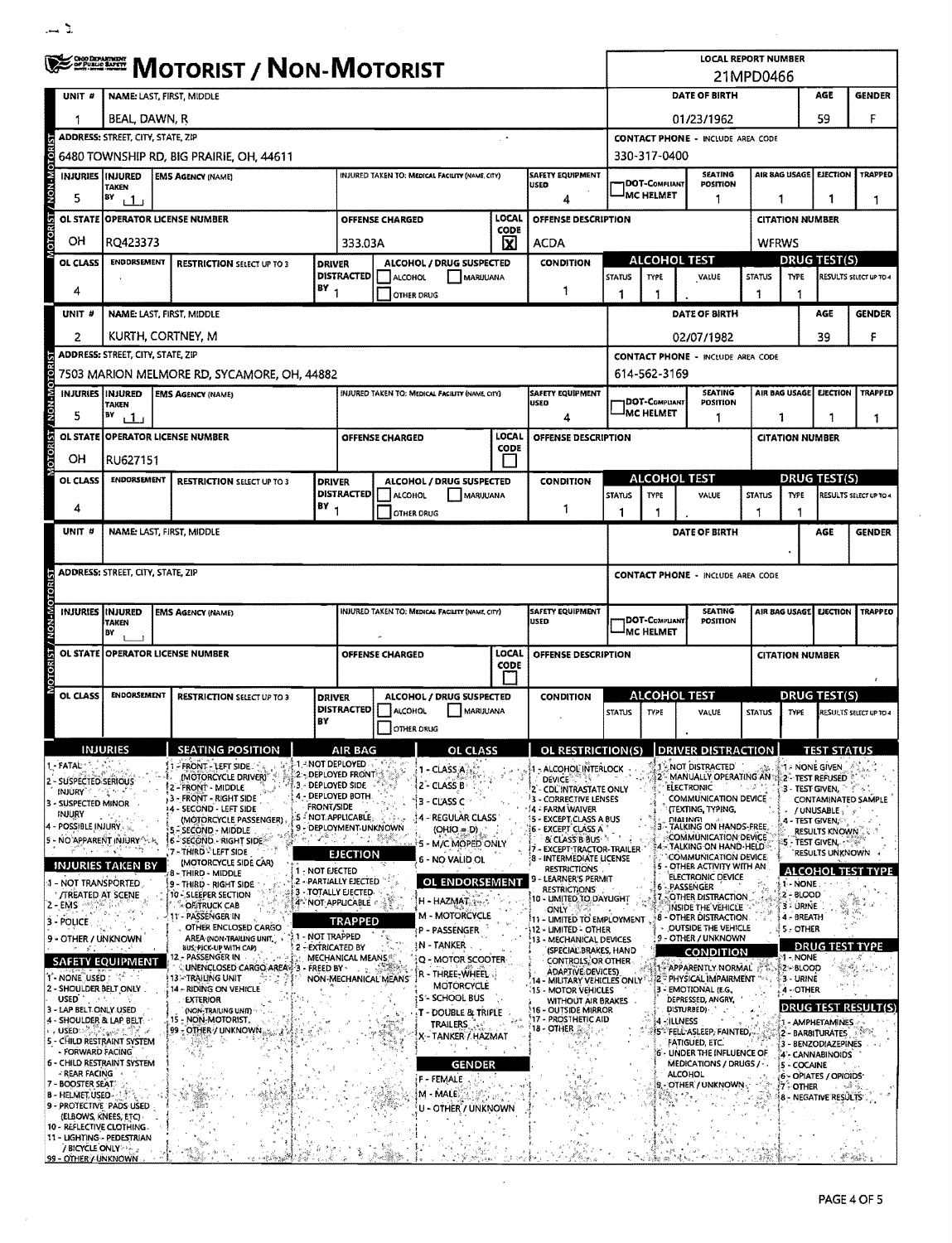# MOTORIST / NON-MOTORIST

**LOCAL REPORT NUMBER:** 21MPD0466

## Unit 1

| UNIT # | NAME: LAST, FIRST, MIDDLE | DATE OF BIRTH | AGE | GENDER |
|---|---|---|---|---|
| 1 | BEAL, DAWN, R | 01/23/1962 | 59 | F |

| ADDRESS: STREET, CITY, STATE, ZIP | CONTACT PHONE - INCLUDE AREA CODE |
|---|---|
| 6480 TOWNSHIP RD, BIG PRAIRIE, OH, 44611 | 330-317-0400 |

| INJURIES | INJURED TAKEN BY | EMS AGENCY (NAME) | INJURED TAKEN TO: MEDICAL FACILITY (NAME, CITY) | SAFETY EQUIPMENT USED | DOT-COMPLIANT MC HELMET | SEATING POSITION | AIR BAG USAGE | EJECTION | TRAPPED |
|---|---|---|---|---|---|---|---|---|---|
| 5 | 1 | | | 4 | | 1 | 1 | 1 | 1 |

| OL STATE | OPERATOR LICENSE NUMBER | OFFENSE CHARGED | LOCAL CODE | OFFENSE DESCRIPTION | CITATION NUMBER |
|---|---|---|---|---|---|
| OH | RQ423373 | 333.03A | X | ACDA | WFRWS |

| OL CLASS | ENDORSEMENT | RESTRICTION SELECT UP TO 3 | DRIVER DISTRACTED BY | ALCOHOL / DRUG SUSPECTED | CONDITION | ALCOHOL TEST STATUS | ALCOHOL TEST TYPE | ALCOHOL TEST VALUE | DRUG TEST STATUS | DRUG TEST TYPE | DRUG TEST RESULTS SELECT UP TO 4 |
|---|---|---|---|---|---|---|---|---|---|---|---|
| 4 | | | 1 | | 1 | 1 | 1 | . | 1 | 1 | |

## Unit 2

| UNIT # | NAME: LAST, FIRST, MIDDLE | DATE OF BIRTH | AGE | GENDER |
|---|---|---|---|---|
| 2 | KURTH, CORTNEY, M | 02/07/1982 | 39 | F |

| ADDRESS: STREET, CITY, STATE, ZIP | CONTACT PHONE - INCLUDE AREA CODE |
|---|---|
| 7503 MARION MELMORE RD, SYCAMORE, OH, 44882 | 614-562-3169 |

| INJURIES | INJURED TAKEN BY | EMS AGENCY (NAME) | INJURED TAKEN TO: MEDICAL FACILITY (NAME, CITY) | SAFETY EQUIPMENT USED | DOT-COMPLIANT MC HELMET | SEATING POSITION | AIR BAG USAGE | EJECTION | TRAPPED |
|---|---|---|---|---|---|---|---|---|---|
| 5 | 1 | | | 4 | | 1 | 1 | 1 | 1 |

| OL STATE | OPERATOR LICENSE NUMBER | OFFENSE CHARGED | LOCAL CODE | OFFENSE DESCRIPTION | CITATION NUMBER |
|---|---|---|---|---|---|
| OH | RU627151 | | | | |

| OL CLASS | ENDORSEMENT | RESTRICTION SELECT UP TO 3 | DRIVER DISTRACTED BY | ALCOHOL / DRUG SUSPECTED | CONDITION | ALCOHOL TEST STATUS | ALCOHOL TEST TYPE | ALCOHOL TEST VALUE | DRUG TEST STATUS | DRUG TEST TYPE | DRUG TEST RESULTS SELECT UP TO 4 |
|---|---|---|---|---|---|---|---|---|---|---|---|
| 4 | | | 1 | | 1 | 1 | 1 | . | 1 | 1 | |

## Unit (blank)

| UNIT # | NAME: LAST, FIRST, MIDDLE | DATE OF BIRTH | AGE | GENDER |
|---|---|---|---|---|
| | | | | |

| ADDRESS: STREET, CITY, STATE, ZIP | CONTACT PHONE - INCLUDE AREA CODE |
|---|---|
| | |

| INJURIES | INJURED TAKEN BY | EMS AGENCY (NAME) | INJURED TAKEN TO: MEDICAL FACILITY (NAME, CITY) | SAFETY EQUIPMENT USED | DOT-COMPLIANT MC HELMET | SEATING POSITION | AIR BAG USAGE | EJECTION | TRAPPED |
|---|---|---|---|---|---|---|---|---|---|
| | | | | | | | | | |

| OL STATE | OPERATOR LICENSE NUMBER | OFFENSE CHARGED | LOCAL CODE | OFFENSE DESCRIPTION | CITATION NUMBER |
|---|---|---|---|---|---|
| | | | | | |

| OL CLASS | ENDORSEMENT | RESTRICTION SELECT UP TO 3 | DRIVER DISTRACTED BY | ALCOHOL / DRUG SUSPECTED | CONDITION | ALCOHOL TEST STATUS | ALCOHOL TEST TYPE | ALCOHOL TEST VALUE | DRUG TEST STATUS | DRUG TEST TYPE | DRUG TEST RESULTS SELECT UP TO 4 |
|---|---|---|---|---|---|---|---|---|---|---|---|
| | | | | | | | | | | | |

## Codes

**INJURIES**
1 - FATAL
2 - SUSPECTED SERIOUS INJURY
3 - SUSPECTED MINOR INJURY
4 - POSSIBLE INJURY
5 - NO APPARENT INJURY

**INJURIES TAKEN BY**
1 - NOT TRANSPORTED /TREATED AT SCENE
2 - EMS
3 - POLICE
9 - OTHER / UNKNOWN

**SAFETY EQUIPMENT**
1 - NONE USED
2 - SHOULDER BELT ONLY USED
3 - LAP BELT ONLY USED
4 - SHOULDER & LAP BELT USED
5 - CHILD RESTRAINT SYSTEM - FORWARD FACING
6 - CHILD RESTRAINT SYSTEM - REAR FACING
7 - BOOSTER SEAT
8 - HELMET USED
9 - PROTECTIVE PADS USED (ELBOWS, KNEES, ETC)
10 - REFLECTIVE CLOTHING
11 - LIGHTING - PEDESTRIAN / BICYCLE ONLY
99 - OTHER / UNKNOWN

**SEATING POSITION**
1 - FRONT - LEFT SIDE (MOTORCYCLE DRIVER)
2 - FRONT - MIDDLE
3 - FRONT - RIGHT SIDE
4 - SECOND - LEFT SIDE (MOTORCYCLE PASSENGER)
5 - SECOND - MIDDLE
6 - SECOND - RIGHT SIDE
7 - THIRD - LEFT SIDE (MOTORCYCLE SIDE CAR)
8 - THIRD - MIDDLE
9 - THIRD - RIGHT SIDE
10 - SLEEPER SECTION OF TRUCK CAB
11 - PASSENGER IN OTHER ENCLOSED CARGO AREA (NON-TRAILING UNIT, BUS, PICK-UP WITH CAP)
12 - PASSENGER IN UNENCLOSED CARGO AREA
13 - TRAILING UNIT
14 - RIDING ON VEHICLE EXTERIOR (NON-TRAILING UNIT)
15 - NON-MOTORIST
99 - OTHER / UNKNOWN

**AIR BAG**
1 - NOT DEPLOYED
2 - DEPLOYED FRONT
3 - DEPLOYED SIDE
4 - DEPLOYED BOTH FRONT/SIDE
5 - NOT APPLICABLE
9 - DEPLOYMENT UNKNOWN

**EJECTION**
1 - NOT EJECTED
2 - PARTIALLY EJECTED
3 - TOTALLY EJECTED
4 - NOT APPLICABLE

**TRAPPED**
1 - NOT TRAPPED
2 - EXTRICATED BY MECHANICAL MEANS
3 - FREED BY NON-MECHANICAL MEANS

**OL CLASS**
1 - CLASS A
2 - CLASS B
3 - CLASS C
4 - REGULAR CLASS (OHIO = D)
5 - M/C MOPED ONLY
6 - NO VALID OL

**OL ENDORSEMENT**
H - HAZMAT
M - MOTORCYCLE
P - PASSENGER
N - TANKER
Q - MOTOR SCOOTER
R - THREE-WHEEL MOTORCYCLE
S - SCHOOL BUS
T - DOUBLE & TRIPLE TRAILERS
X - TANKER / HAZMAT

**GENDER**
F - FEMALE
M - MALE
U - OTHER / UNKNOWN

**OL RESTRICTION(S)**
1 - ALCOHOL INTERLOCK DEVICE
2 - CDL INTRASTATE ONLY
3 - CORRECTIVE LENSES
4 - FARM WAIVER
5 - EXCEPT CLASS A BUS
6 - EXCEPT CLASS A & CLASS B BUS
7 - EXCEPT TRACTOR-TRAILER
8 - INTERMEDIATE LICENSE RESTRICTIONS
9 - LEARNER'S PERMIT RESTRICTIONS
10 - LIMITED TO DAYLIGHT ONLY
11 - LIMITED TO EMPLOYMENT
12 - LIMITED - OTHER
13 - MECHANICAL DEVICES (SPECIAL BRAKES, HAND CONTROLS, OR OTHER ADAPTIVE DEVICES)
14 - MILITARY VEHICLES ONLY
15 - MOTOR VEHICLES WITHOUT AIR BRAKES
16 - OUTSIDE MIRROR
17 - PROSTHETIC AID
18 - OTHER

**DRIVER DISTRACTION**
1 - NOT DISTRACTED
2 - MANUALLY OPERATING AN ELECTRONIC COMMUNICATION DEVICE (TEXTING, TYPING, DIALING)
3 - TALKING ON HANDS-FREE COMMUNICATION DEVICE
4 - TALKING ON HAND-HELD COMMUNICATION DEVICE
5 - OTHER ACTIVITY WITH AN ELECTRONIC DEVICE
6 - PASSENGER
7 - OTHER DISTRACTION INSIDE THE VEHICLE
8 - OTHER DISTRACTION OUTSIDE THE VEHICLE
9 - OTHER / UNKNOWN

**CONDITION**
1 - APPARENTLY NORMAL
2 - PHYSICAL IMPAIRMENT
3 - EMOTIONAL (E.G., DEPRESSED, ANGRY, DISTURBED)
4 - ILLNESS
5 - FELL ASLEEP, FAINTED, FATIGUED, ETC.
6 - UNDER THE INFLUENCE OF MEDICATIONS / DRUGS / ALCOHOL
9 - OTHER / UNKNOWN

**TEST STATUS**
1 - NONE GIVEN
2 - TEST REFUSED
3 - TEST GIVEN, CONTAMINATED SAMPLE / UNUSABLE
4 - TEST GIVEN, RESULTS KNOWN
5 - TEST GIVEN, RESULTS UNKNOWN

**ALCOHOL TEST TYPE**
1 - NONE
2 - BLOOD
3 - URINE
4 - BREATH
5 - OTHER

**DRUG TEST TYPE**
1 - NONE
2 - BLOOD
3 - URINE
4 - OTHER

**DRUG TEST RESULT(S)**
1 - AMPHETAMINES
2 - BARBITURATES
3 - BENZODIAZEPINES
4 - CANNABINOIDS
5 - COCAINE
6 - OPIATES / OPIOIDS
7 - OTHER
8 - NEGATIVE RESULTS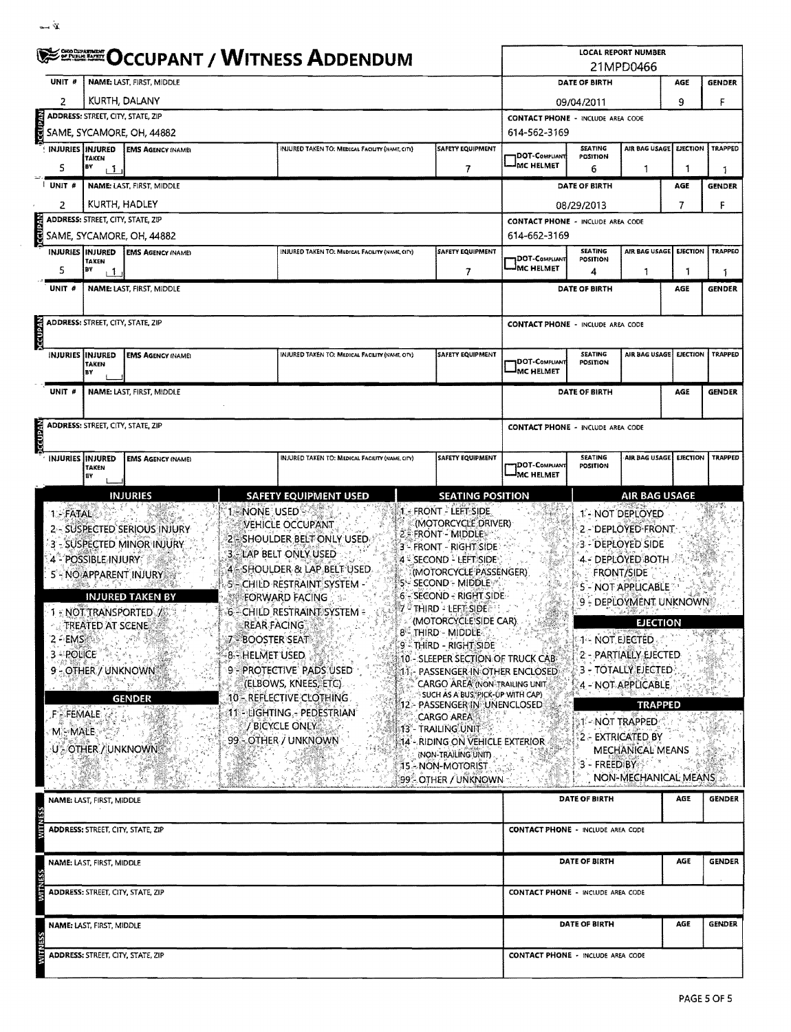# OCCUPANT / WITNESS ADDENDUM

**LOCAL REPORT NUMBER:** 21MPD0466

## OCCUPANT

| UNIT # | NAME: LAST, FIRST, MIDDLE | DATE OF BIRTH | AGE | GENDER |
|---|---|---|---|---|
| 2 | KURTH, DALANY | 09/04/2011 | 9 | F |

| ADDRESS: STREET, CITY, STATE, ZIP | CONTACT PHONE - INCLUDE AREA CODE |
|---|---|
| SAME, SYCAMORE, OH, 44882 | 614-562-3169 |

| INJURIES | INJURED TAKEN BY | EMS AGENCY (NAME) | INJURED TAKEN TO: MEDICAL FACILITY (NAME, CITY) | SAFETY EQUIPMENT | DOT-COMPLIANT MC HELMET | SEATING POSITION | AIR BAG USAGE | EJECTION | TRAPPED |
|---|---|---|---|---|---|---|---|---|---|
| 5 | 1 | | | 7 | | 6 | 1 | 1 | 1 |

## OCCUPANT

| UNIT # | NAME: LAST, FIRST, MIDDLE | DATE OF BIRTH | AGE | GENDER |
|---|---|---|---|---|
| 2 | KURTH, HADLEY | 08/29/2013 | 7 | F |

| ADDRESS: STREET, CITY, STATE, ZIP | CONTACT PHONE - INCLUDE AREA CODE |
|---|---|
| SAME, SYCAMORE, OH, 44882 | 614-662-3169 |

| INJURIES | INJURED TAKEN BY | EMS AGENCY (NAME) | INJURED TAKEN TO: MEDICAL FACILITY (NAME, CITY) | SAFETY EQUIPMENT | DOT-COMPLIANT MC HELMET | SEATING POSITION | AIR BAG USAGE | EJECTION | TRAPPED |
|---|---|---|---|---|---|---|---|---|---|
| 5 | 1 | | | 7 | | 4 | 1 | 1 | 1 |

## OCCUPANT

| UNIT # | NAME: LAST, FIRST, MIDDLE | DATE OF BIRTH | AGE | GENDER |
|---|---|---|---|---|
| | | | | |

| ADDRESS: STREET, CITY, STATE, ZIP | CONTACT PHONE - INCLUDE AREA CODE |
|---|---|
| | |

| INJURIES | INJURED TAKEN BY | EMS AGENCY (NAME) | INJURED TAKEN TO: MEDICAL FACILITY (NAME, CITY) | SAFETY EQUIPMENT | DOT-COMPLIANT MC HELMET | SEATING POSITION | AIR BAG USAGE | EJECTION | TRAPPED |
|---|---|---|---|---|---|---|---|---|---|
| | | | | | | | | | |

## OCCUPANT

| UNIT # | NAME: LAST, FIRST, MIDDLE | DATE OF BIRTH | AGE | GENDER |
|---|---|---|---|---|
| | | | | |

| ADDRESS: STREET, CITY, STATE, ZIP | CONTACT PHONE - INCLUDE AREA CODE |
|---|---|
| | |

| INJURIES | INJURED TAKEN BY | EMS AGENCY (NAME) | INJURED TAKEN TO: MEDICAL FACILITY (NAME, CITY) | SAFETY EQUIPMENT | DOT-COMPLIANT MC HELMET | SEATING POSITION | AIR BAG USAGE | EJECTION | TRAPPED |
|---|---|---|---|---|---|---|---|---|---|
| | | | | | | | | | |

### INJURIES
1 - FATAL
2 - SUSPECTED SERIOUS INJURY
3 - SUSPECTED MINOR INJURY
4 - POSSIBLE INJURY
5 - NO APPARENT INJURY

### INJURED TAKEN BY
1 - NOT TRANSPORTED / TREATED AT SCENE
2 - EMS
3 - POLICE
9 - OTHER / UNKNOWN

### GENDER
F - FEMALE
M - MALE
U - OTHER / UNKNOWN

### SAFETY EQUIPMENT USED
1 - NONE USED - VEHICLE OCCUPANT
2 - SHOULDER BELT ONLY USED
3 - LAP BELT ONLY USED
4 - SHOULDER & LAP BELT USED
5 - CHILD RESTRAINT SYSTEM - FORWARD FACING
6 - CHILD RESTRAINT SYSTEM - REAR FACING
7 - BOOSTER SEAT
8 - HELMET USED
9 - PROTECTIVE PADS USED (ELBOWS, KNEES, ETC)
10 - REFLECTIVE CLOTHING
11 - LIGHTING - PEDESTRIAN / BICYCLE ONLY
99 - OTHER / UNKNOWN

### SEATING POSITION
1 - FRONT - LEFT SIDE (MOTORCYCLE DRIVER)
2 - FRONT - MIDDLE
3 - FRONT - RIGHT SIDE
4 - SECOND - LEFT SIDE (MOTORCYCLE PASSENGER)
5 - SECOND - MIDDLE
6 - SECOND - RIGHT SIDE
7 - THIRD - LEFT SIDE (MOTORCYCLE SIDE CAR)
8 - THIRD - MIDDLE
9 - THIRD - RIGHT SIDE
10 - SLEEPER SECTION OF TRUCK CAB
11 - PASSENGER IN OTHER ENCLOSED CARGO AREA (NON-TRAILING UNIT, SUCH AS A BUS, PICK-UP WITH CAP)
12 - PASSENGER IN UNENCLOSED CARGO AREA
13 - TRAILING UNIT
14 - RIDING ON VEHICLE EXTERIOR (NON-TRAILING UNIT)
15 - NON-MOTORIST
99 - OTHER / UNKNOWN

### AIR BAG USAGE
1 - NOT DEPLOYED
2 - DEPLOYED FRONT
3 - DEPLOYED SIDE
4 - DEPLOYED BOTH FRONT/SIDE
5 - NOT APPLICABLE
9 - DEPLOYMENT UNKNOWN

### EJECTION
1 - NOT EJECTED
2 - PARTIALLY EJECTED
3 - TOTALLY EJECTED
4 - NOT APPLICABLE

### TRAPPED
1 - NOT TRAPPED
2 - EXTRICATED BY MECHANICAL MEANS
3 - FREED BY NON-MECHANICAL MEANS

## WITNESS

| NAME: LAST, FIRST, MIDDLE | DATE OF BIRTH | AGE | GENDER |
|---|---|---|---|
| | | | |

| ADDRESS: STREET, CITY, STATE, ZIP | CONTACT PHONE - INCLUDE AREA CODE |
|---|---|
| | |

## WITNESS

| NAME: LAST, FIRST, MIDDLE | DATE OF BIRTH | AGE | GENDER |
|---|---|---|---|
| | | | |

| ADDRESS: STREET, CITY, STATE, ZIP | CONTACT PHONE - INCLUDE AREA CODE |
|---|---|
| | |

## WITNESS

| NAME: LAST, FIRST, MIDDLE | DATE OF BIRTH | AGE | GENDER |
|---|---|---|---|
| | | | |

| ADDRESS: STREET, CITY, STATE, ZIP | CONTACT PHONE - INCLUDE AREA CODE |
|---|---|
| | |